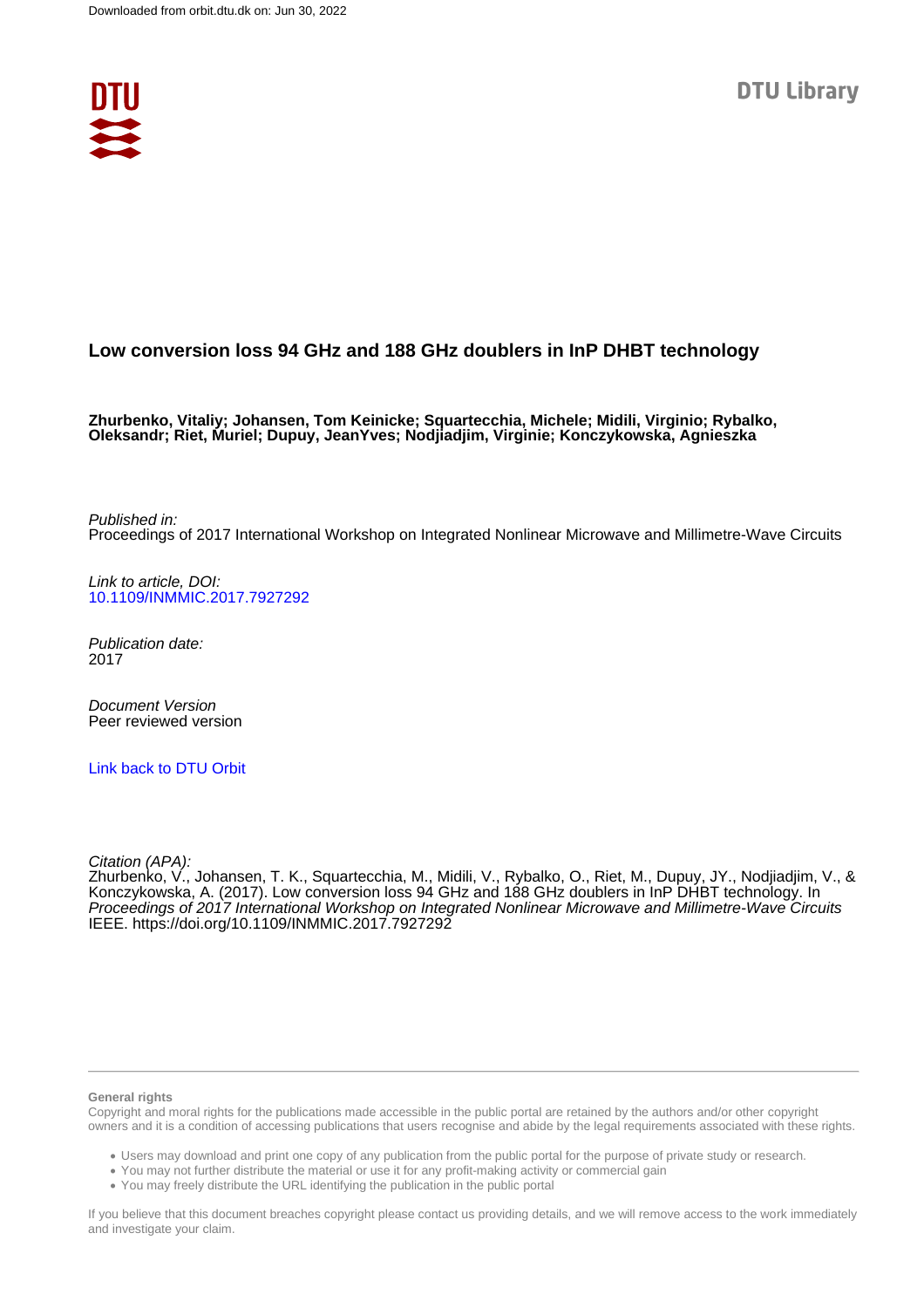# Low conversion loss 94 GHz and 188 GHz doublers in InP DHBT technology

**Zhurbenko, Vitaliy; Johansen, Tom Keinicke; Squartecchia, Michele; Midili, Virginio; Rybalko, Oleksandr; Riet, Muriel; Dupuy, JeanYves; Nodjiadjim, Virginie; Konczykowska, Agnieszka**

*Published in:*
Proceedings of 2017 International Workshop on Integrated Nonlinear Microwave and Millimetre-Wave Circuits

*Link to article, DOI:*
10.1109/INMMIC.2017.7927292

*Publication date:*
2017

*Document Version*
Peer reviewed version

Link back to DTU Orbit

*Citation (APA):*
Zhurbenko, V., Johansen, T. K., Squartecchia, M., Midili, V., Rybalko, O., Riet, M., Dupuy, JY., Nodjiadjim, V., & Konczykowska, A. (2017). Low conversion loss 94 GHz and 188 GHz doublers in InP DHBT technology. In *Proceedings of 2017 International Workshop on Integrated Nonlinear Microwave and Millimetre-Wave Circuits* IEEE. https://doi.org/10.1109/INMMIC.2017.7927292

**General rights**

Copyright and moral rights for the publications made accessible in the public portal are retained by the authors and/or other copyright owners and it is a condition of accessing publications that users recognise and abide by the legal requirements associated with these rights.

- Users may download and print one copy of any publication from the public portal for the purpose of private study or research.
- You may not further distribute the material or use it for any profit-making activity or commercial gain
- You may freely distribute the URL identifying the publication in the public portal

If you believe that this document breaches copyright please contact us providing details, and we will remove access to the work immediately and investigate your claim.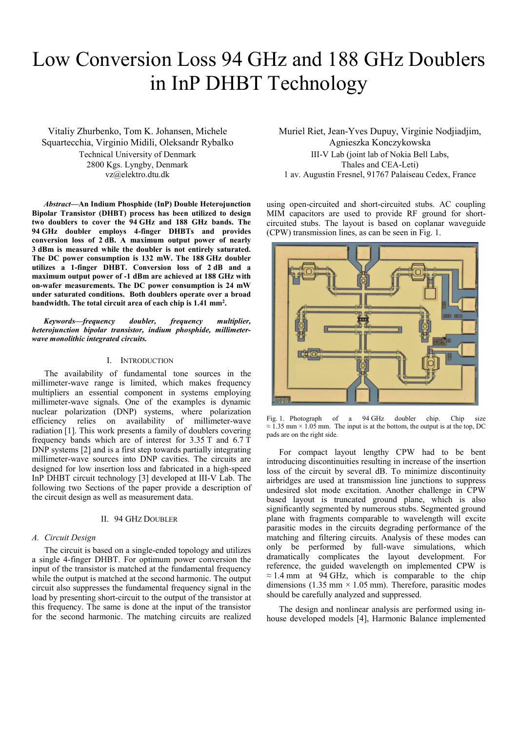# Low Conversion Loss 94 GHz and 188 GHz Doublers in InP DHBT Technology

Vitaliy Zhurbenko, Tom K. Johansen, Michele Squartecchia, Virginio Midili, Oleksandr Rybalko
Technical University of Denmark
2800 Kgs. Lyngby, Denmark
vz@elektro.dtu.dk

Muriel Riet, Jean-Yves Dupuy, Virginie Nodjiadjim, Agnieszka Konczykowska
III-V Lab (joint lab of Nokia Bell Labs, Thales and CEA-Leti)
1 av. Augustin Fresnel, 91767 Palaiseau Cedex, France

***Abstract*—An Indium Phosphide (InP) Double Heterojunction Bipolar Transistor (DHBT) process has been utilized to design two doublers to cover the 94 GHz and 188 GHz bands. The 94 GHz doubler employs 4-finger DHBTs and provides conversion loss of 2 dB. A maximum output power of nearly 3 dBm is measured while the doubler is not entirely saturated. The DC power consumption is 132 mW. The 188 GHz doubler utilizes a 1-finger DHBT. Conversion loss of 2 dB and a maximum output power of -1 dBm are achieved at 188 GHz with on-wafer measurements. The DC power consumption is 24 mW under saturated conditions. Both doublers operate over a broad bandwidth. The total circuit area of each chip is 1.41 mm².**

***Keywords—frequency doubler, frequency multiplier, heterojunction bipolar transistor, indium phosphide, millimeter-wave monolithic integrated circuits.***

## I. Introduction

The availability of fundamental tone sources in the millimeter-wave range is limited, which makes frequency multipliers an essential component in systems employing millimeter-wave signals. One of the examples is dynamic nuclear polarization (DNP) systems, where polarization efficiency relies on availability of millimeter-wave radiation [1]. This work presents a family of doublers covering frequency bands which are of interest for 3.35 T and 6.7 T DNP systems [2] and is a first step towards partially integrating millimeter-wave sources into DNP cavities. The circuits are designed for low insertion loss and fabricated in a high-speed InP DHBT circuit technology [3] developed at III-V Lab. The following two Sections of the paper provide a description of the circuit design as well as measurement data.

## II. 94 GHz Doubler

### A. Circuit Design

The circuit is based on a single-ended topology and utilizes a single 4-finger DHBT. For optimum power conversion the input of the transistor is matched at the fundamental frequency while the output is matched at the second harmonic. The output circuit also suppresses the fundamental frequency signal in the load by presenting short-circuit to the output of the transistor at this frequency. The same is done at the input of the transistor for the second harmonic. The matching circuits are realized using open-circuited and short-circuited stubs. AC coupling MIM capacitors are used to provide RF ground for short-circuited stubs. The layout is based on coplanar waveguide (CPW) transmission lines, as can be seen in Fig. 1.

Fig. 1. Photograph of a 94 GHz doubler chip. Chip size ≈ 1.35 mm × 1.05 mm. The input is at the bottom, the output is at the top, DC pads are on the right side.

For compact layout lengthy CPW had to be bent introducing discontinuities resulting in increase of the insertion loss of the circuit by several dB. To minimize discontinuity airbridges are used at transmission line junctions to suppress undesired slot mode excitation. Another challenge in CPW based layout is truncated ground plane, which is also significantly segmented by numerous stubs. Segmented ground plane with fragments comparable to wavelength will excite parasitic modes in the circuits degrading performance of the matching and filtering circuits. Analysis of these modes can only be performed by full-wave simulations, which dramatically complicates the layout development. For reference, the guided wavelength on implemented CPW is ≈ 1.4 mm at 94 GHz, which is comparable to the chip dimensions (1.35 mm × 1.05 mm). Therefore, parasitic modes should be carefully analyzed and suppressed.

The design and nonlinear analysis are performed using in-house developed models [4], Harmonic Balance implemented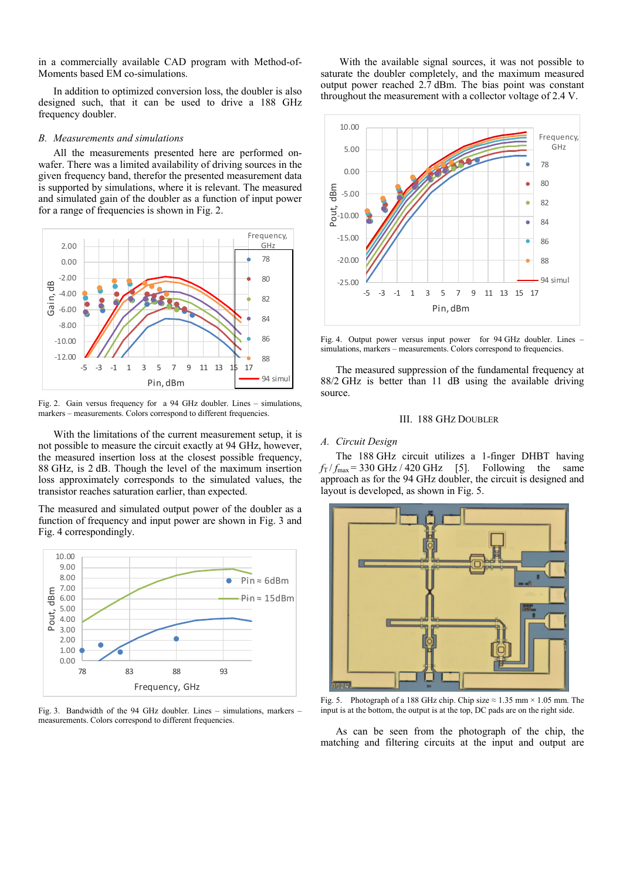in a commercially available CAD program with Method-of-Moments based EM co-simulations.

In addition to optimized conversion loss, the doubler is also designed such, that it can be used to drive a 188 GHz frequency doubler.

### *B. Measurements and simulations*

All the measurements presented here are performed on-wafer. There was a limited availability of driving sources in the given frequency band, therefor the presented measurement data is supported by simulations, where it is relevant. The measured and simulated gain of the doubler as a function of input power for a range of frequencies is shown in Fig. 2.

Fig. 2. Gain versus frequency for a 94 GHz doubler. Lines – simulations, markers – measurements. Colors correspond to different frequencies.

With the limitations of the current measurement setup, it is not possible to measure the circuit exactly at 94 GHz, however, the measured insertion loss at the closest possible frequency, 88 GHz, is 2 dB. Though the level of the maximum insertion loss approximately corresponds to the simulated values, the transistor reaches saturation earlier, than expected.

The measured and simulated output power of the doubler as a function of frequency and input power are shown in Fig. 3 and Fig. 4 correspondingly.

Fig. 3. Bandwidth of the 94 GHz doubler. Lines – simulations, markers – measurements. Colors correspond to different frequencies.

With the available signal sources, it was not possible to saturate the doubler completely, and the maximum measured output power reached 2.7 dBm. The bias point was constant throughout the measurement with a collector voltage of 2.4 V.

Fig. 4. Output power versus input power for 94 GHz doubler. Lines – simulations, markers – measurements. Colors correspond to frequencies.

The measured suppression of the fundamental frequency at 88/2 GHz is better than 11 dB using the available driving source.

## III. 188 GHz Doubler

### *A. Circuit Design*

The 188 GHz circuit utilizes a 1-finger DHBT having $f_T$ / $f_{max}$ = 330 GHz / 420 GHz [5]. Following the same approach as for the 94 GHz doubler, the circuit is designed and layout is developed, as shown in Fig. 5.

Fig. 5. Photograph of a 188 GHz chip. Chip size ≈ 1.35 mm × 1.05 mm. The input is at the bottom, the output is at the top, DC pads are on the right side.

As can be seen from the photograph of the chip, the matching and filtering circuits at the input and output are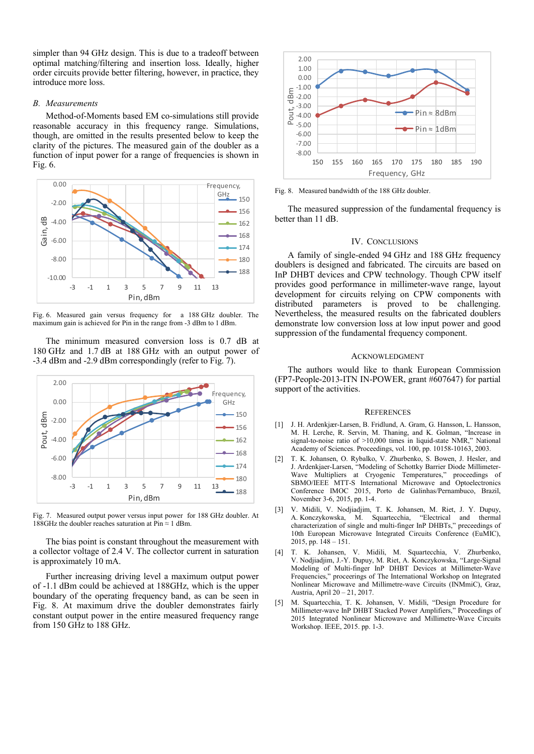simpler than 94 GHz design. This is due to a tradeoff between optimal matching/filtering and insertion loss. Ideally, higher order circuits provide better filtering, however, in practice, they introduce more loss.

### *B. Measurements*

Method-of-Moments based EM co-simulations still provide reasonable accuracy in this frequency range. Simulations, though, are omitted in the results presented below to keep the clarity of the pictures. The measured gain of the doubler as a function of input power for a range of frequencies is shown in Fig. 6.

0.00
-2.00
-4.00
-6.00
-8.00
-10.00
Gain, dB
-3 -1 1 3 5 7 9 11 13
Pin, dBm
Frequency, GHz
150
156
162
168
174
180
188

Fig. 6. Measured gain versus frequency for a 188 GHz doubler. The maximum gain is achieved for Pin in the range from -3 dBm to 1 dBm.

The minimum measured conversion loss is 0.7 dB at 180 GHz and 1.7 dB at 188 GHz with an output power of -3.4 dBm and -2.9 dBm correspondingly (refer to Fig. 7).

2.00
0.00
-2.00
-4.00
-6.00
-8.00
Pout, dBm
-3 -1 1 3 5 7 9 11 13
Pin, dBm
Frequency, GHz
150
156
162
168
174
180
188

Fig. 7. Measured output power versus input power for 188 GHz doubler. At 188GHz the doubler reaches saturation at Pin ≈ 1 dBm.

The bias point is constant throughout the measurement with a collector voltage of 2.4 V. The collector current in saturation is approximately 10 mA.

Further increasing driving level a maximum output power of -1.1 dBm could be achieved at 188GHz, which is the upper boundary of the operating frequency band, as can be seen in Fig. 8. At maximum drive the doubler demonstrates fairly constant output power in the entire measured frequency range from 150 GHz to 188 GHz.

2.00
1.00
0.00
-1.00
-2.00
-3.00
-4.00
-5.00
-6.00
-7.00
-8.00
Pout, dBm
150 155 160 165 170 175 180 185 190
Frequency, GHz
Pin ≈ 8dBm
Pin ≈ 1dBm

Fig. 8. Measured bandwidth of the 188 GHz doubler.

The measured suppression of the fundamental frequency is better than 11 dB.

## IV. Conclusions

A family of single-ended 94 GHz and 188 GHz frequency doublers is designed and fabricated. The circuits are based on InP DHBT devices and CPW technology. Though CPW itself provides good performance in millimeter-wave range, layout development for circuits relying on CPW components with distributed parameters is proved to be challenging. Nevertheless, the measured results on the fabricated doublers demonstrate low conversion loss at low input power and good suppression of the fundamental frequency component.

## Acknowledgment

The authors would like to thank European Commission (FP7-People-2013-ITN IN-POWER, grant #607647) for partial support of the activities.

## References

[1] J. H. Ardenkjær-Larsen, B. Fridlund, A. Gram, G. Hansson, L. Hansson, M. H. Lerche, R. Servin, M. Thaning, and K. Golman, "Increase in signal-to-noise ratio of >10,000 times in liquid-state NMR," National Academy of Sciences. Proceedings, vol. 100, pp. 10158-10163, 2003.

[2] T. K. Johansen, O. Rybalko, V. Zhurbenko, S. Bowen, J. Hesler, and J. Ardenkjaer-Larsen, "Modeling of Schottky Barrier Diode Millimeter-Wave Multipliers at Cryogenic Temperatures," proceedings of SBMO/IEEE MTT-S International Microwave and Optoelectronics Conference IMOC 2015, Porto de Galinhas/Pernambuco, Brazil, November 3-6, 2015, pp. 1-4.

[3] V. Midili, V. Nodjiadjim, T. K. Johansen, M. Riet, J. Y. Dupuy, A. Konczykowska, M. Squartecchia, "Electrical and thermal characterization of single and multi-finger InP DHBTs," preceedings of 10th European Microwave Integrated Circuits Conference (EuMIC), 2015, pp. 148 – 151.

[4] T. K. Johansen, V. Midili, M. Squartecchia, V. Zhurbenko, V. Nodjiadjim, J.-Y. Dupuy, M. Riet, A. Konczykowska, "Large-Signal Modeling of Multi-finger InP DHBT Devices at Millimeter-Wave Frequencies," proceerings of The International Workshop on Integrated Nonlinear Microwave and Millimetre-wave Circuits (INMMiC), Graz, Austria, April 20 – 21, 2017.

[5] M. Squartecchia, T. K. Johansen, V. Midili, "Design Procedure for Millimeter-wave InP DHBT Stacked Power Amplifiers," Proceedings of 2015 Integrated Nonlinear Microwave and Millimetre-Wave Circuits Workshop. IEEE, 2015. pp. 1-3.